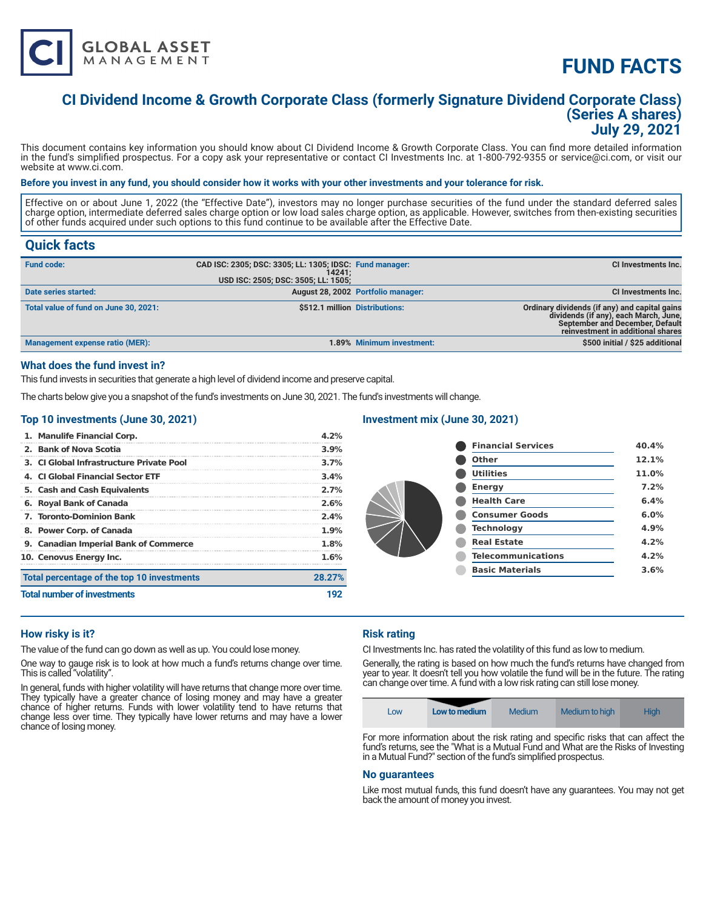CI GLOBAL ASSET MANAGEMENT

# FUND FACTS

## CI Dividend Income & Growth Corporate Class (formerly Signature Dividend Corporate Class) (Series A shares) July 29, 2021

This document contains key information you should know about CI Dividend Income & Growth Corporate Class. You can find more detailed information in the fund's simplified prospectus. For a copy ask your representative or contact CI Investments Inc. at 1-800-792-9355 or service@ci.com, or visit our website at www.ci.com.

**Before you invest in any fund, you should consider how it works with your other investments and your tolerance for risk.**

Effective on or about June 1, 2022 (the "Effective Date"), investors may no longer purchase securities of the fund under the standard deferred sales charge option, intermediate deferred sales charge option or low load sales charge option, as applicable. However, switches from then-existing securities of other funds acquired under such options to this fund continue to be available after the Effective Date.

## Quick facts

| | | | |
|---|---|---|---|
| **Fund code:** | CAD ISC: 2305; DSC: 3305; LL: 1305; IDSC: 14241; USD ISC: 2505; DSC: 3505; LL: 1505; | **Fund manager:** | CI Investments Inc. |
| **Date series started:** | August 28, 2002 | **Portfolio manager:** | CI Investments Inc. |
| **Total value of fund on June 30, 2021:** | $512.1 million | **Distributions:** | Ordinary dividends (if any) and capital gains dividends (if any), each March, June, September and December, Default reinvestment in additional shares |
| **Management expense ratio (MER):** | 1.89% | **Minimum investment:** | $500 initial / $25 additional |

### What does the fund invest in?

This fund invests in securities that generate a high level of dividend income and preserve capital.

The charts below give you a snapshot of the fund's investments on June 30, 2021. The fund's investments will change.

### Top 10 investments (June 30, 2021)

| | |
|---|---|
| 1. Manulife Financial Corp. | 4.2% |
| 2. Bank of Nova Scotia | 3.9% |
| 3. CI Global Infrastructure Private Pool | 3.7% |
| 4. CI Global Financial Sector ETF | 3.4% |
| 5. Cash and Cash Equivalents | 2.7% |
| 6. Royal Bank of Canada | 2.6% |
| 7. Toronto-Dominion Bank | 2.4% |
| 8. Power Corp. of Canada | 1.9% |
| 9. Canadian Imperial Bank of Commerce | 1.8% |
| 10. Cenovus Energy Inc. | 1.6% |
| **Total percentage of the top 10 investments** | **28.27%** |
| **Total number of investments** | **192** |

### Investment mix (June 30, 2021)

| | |
|---|---|
| Financial Services | 40.4% |
| Other | 12.1% |
| Utilities | 11.0% |
| Energy | 7.2% |
| Health Care | 6.4% |
| Consumer Goods | 6.0% |
| Technology | 4.9% |
| Real Estate | 4.2% |
| Telecommunications | 4.2% |
| Basic Materials | 3.6% |

### How risky is it?

The value of the fund can go down as well as up. You could lose money.

One way to gauge risk is to look at how much a fund's returns change over time. This is called "volatility".

In general, funds with higher volatility will have returns that change more over time. They typically have a greater chance of losing money and may have a greater chance of higher returns. Funds with lower volatility tend to have returns that change less over time. They typically have lower returns and may have a lower chance of losing money.

### Risk rating

CI Investments Inc. has rated the volatility of this fund as low to medium.

Generally, the rating is based on how much the fund's returns have changed from year to year. It doesn't tell you how volatile the fund will be in the future. The rating can change over time. A fund with a low risk rating can still lose money.

| Low | **Low to medium** | Medium | Medium to high | High |
|---|---|---|---|---|

For more information about the risk rating and specific risks that can affect the fund's returns, see the "What is a Mutual Fund and What are the Risks of Investing in a Mutual Fund?" section of the fund's simplified prospectus.

### No guarantees

Like most mutual funds, this fund doesn't have any guarantees. You may not get back the amount of money you invest.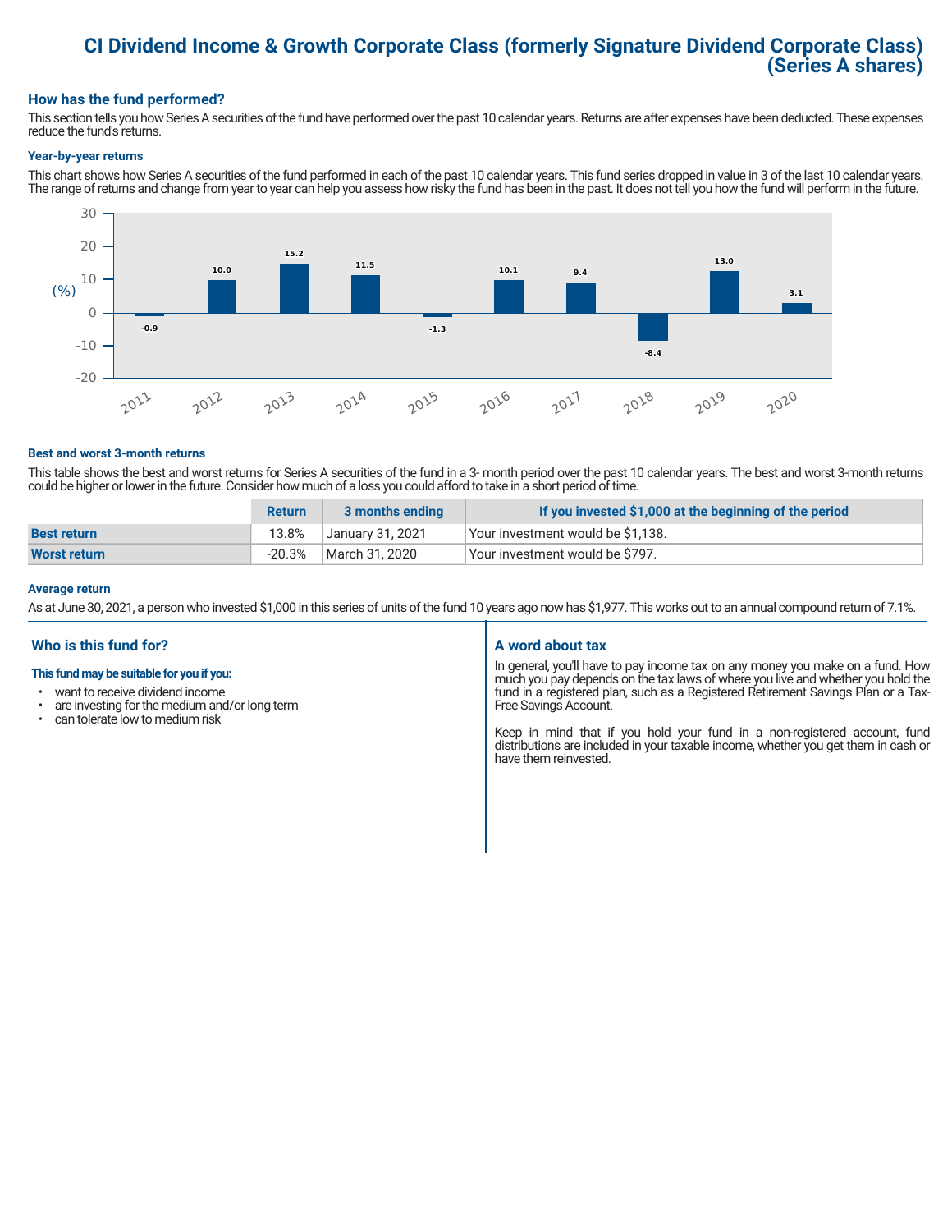# CI Dividend Income & Growth Corporate Class (formerly Signature Dividend Corporate Class) (Series A shares)

## How has the fund performed?

This section tells you how Series A securities of the fund have performed over the past 10 calendar years. Returns are after expenses have been deducted. These expenses reduce the fund's returns.

### Year-by-year returns

This chart shows how Series A securities of the fund performed in each of the past 10 calendar years. This fund series dropped in value in 3 of the last 10 calendar years. The range of returns and change from year to year can help you assess how risky the fund has been in the past. It does not tell you how the fund will perform in the future.

| Year | Return (%) |
|---|---|
| 2011 | -0.9 |
| 2012 | 10.0 |
| 2013 | 15.2 |
| 2014 | 11.5 |
| 2015 | -1.3 |
| 2016 | 10.1 |
| 2017 | 9.4 |
| 2018 | -8.4 |
| 2019 | 13.0 |
| 2020 | 3.1 |

### Best and worst 3-month returns

This table shows the best and worst returns for Series A securities of the fund in a 3- month period over the past 10 calendar years. The best and worst 3-month returns could be higher or lower in the future. Consider how much of a loss you could afford to take in a short period of time.

| | Return | 3 months ending | If you invested $1,000 at the beginning of the period |
|---|---|---|---|
| **Best return** | 13.8% | January 31, 2021 | Your investment would be $1,138. |
| **Worst return** | -20.3% | March 31, 2020 | Your investment would be $797. |

### Average return

As at June 30, 2021, a person who invested $1,000 in this series of units of the fund 10 years ago now has $1,977. This works out to an annual compound return of 7.1%.

## Who is this fund for?

**This fund may be suitable for you if you:**

- want to receive dividend income
- are investing for the medium and/or long term
- can tolerate low to medium risk

## A word about tax

In general, you'll have to pay income tax on any money you make on a fund. How much you pay depends on the tax laws of where you live and whether you hold the fund in a registered plan, such as a Registered Retirement Savings Plan or a Tax-Free Savings Account.

Keep in mind that if you hold your fund in a non-registered account, fund distributions are included in your taxable income, whether you get them in cash or have them reinvested.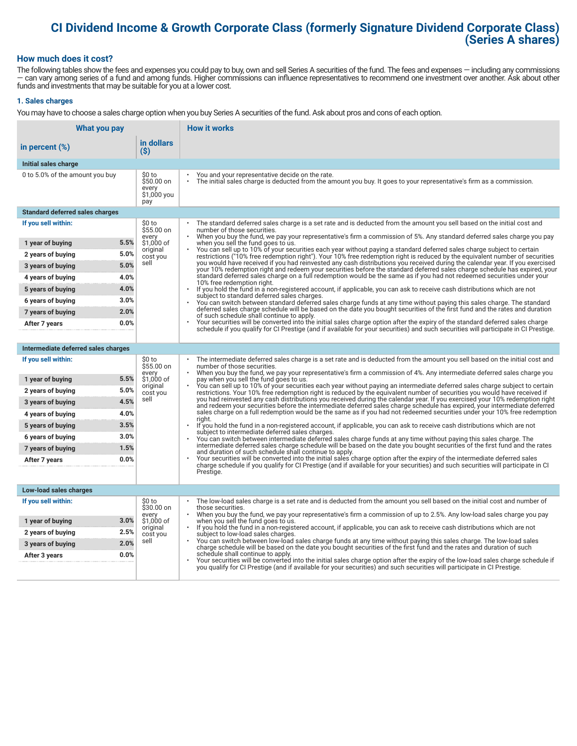# CI Dividend Income & Growth Corporate Class (formerly Signature Dividend Corporate Class) (Series A shares)

## How much does it cost?

The following tables show the fees and expenses you could pay to buy, own and sell Series A securities of the fund. The fees and expenses — including any commissions — can vary among series of a fund and among funds. Higher commissions can influence representatives to recommend one investment over another. Ask about other funds and investments that may be suitable for you at a lower cost.

### 1. Sales charges

You may have to choose a sales charge option when you buy Series A securities of the fund. Ask about pros and cons of each option.

| What you pay in percent (%) | What you pay in dollars ($) | How it works |
|---|---|---|
| **Initial sales charge** | | |
| 0 to 5.0% of the amount you buy | $0 to $50.00 on every $1,000 you pay | • You and your representative decide on the rate.<br>• The initial sales charge is deducted from the amount you buy. It goes to your representative's firm as a commission. |
| **Standard deferred sales charges** | | |
| **If you sell within:**<br>1 year of buying: 5.5%<br>2 years of buying: 5.0%<br>3 years of buying: 5.0%<br>4 years of buying: 4.0%<br>5 years of buying: 4.0%<br>6 years of buying: 3.0%<br>7 years of buying: 2.0%<br>After 7 years: 0.0% | $0 to $55.00 on every $1,000 of original cost you sell | • The standard deferred sales charge is a set rate and is deducted from the amount you sell based on the initial cost and number of those securities.<br>• When you buy the fund, we pay your representative's firm a commission of 5%. Any standard deferred sales charge you pay when you sell the fund goes to us.<br>• You can sell up to 10% of your securities each year without paying a standard deferred sales charge subject to certain restrictions ("10% free redemption right"). Your 10% free redemption right is reduced by the equivalent number of securities you would have received if you had reinvested any cash distributions you received during the calendar year. If you exercised your 10% redemption right and redeem your securities before the standard deferred sales charge schedule has expired, your standard deferred sales charge on a full redemption would be the same as if you had not redeemed securities under your 10% free redemption right.<br>• If you hold the fund in a non-registered account, if applicable, you can ask to receive cash distributions which are not subject to standard deferred sales charges.<br>• You can switch between standard deferred sales charge funds at any time without paying this sales charge. The standard deferred sales charge schedule will be based on the date you bought securities of the first fund and the rates and duration of such schedule shall continue to apply.<br>• Your securities will be converted into the initial sales charge option after the expiry of the standard deferred sales charge schedule if you qualify for CI Prestige (and if available for your securities) and such securities will participate in CI Prestige. |
| **Intermediate deferred sales charges** | | |
| **If you sell within:**<br>1 year of buying: 5.5%<br>2 years of buying: 5.0%<br>3 years of buying: 4.5%<br>4 years of buying: 4.0%<br>5 years of buying: 3.5%<br>6 years of buying: 3.0%<br>7 years of buying: 1.5%<br>After 7 years: 0.0% | $0 to $55.00 on every $1,000 of original cost you sell | • The intermediate deferred sales charge is a set rate and is deducted from the amount you sell based on the initial cost and number of those securities.<br>• When you buy the fund, we pay your representative's firm a commission of 4%. Any intermediate deferred sales charge you pay when you sell the fund goes to us.<br>• You can sell up to 10% of your securities each year without paying an intermediate deferred sales charge subject to certain restrictions. Your 10% free redemption right is reduced by the equivalent number of securities you would have received if you had reinvested any cash distributions you received during the calendar year. If you exercised your 10% redemption right and redeem your securities before the intermediate deferred sales charge schedule has expired, your intermediate deferred sales charge on a full redemption would be the same as if you had not redeemed securities under your 10% free redemption right.<br>• If you hold the fund in a non-registered account, if applicable, you can ask to receive cash distributions which are not subject to intermediate deferred sales charges.<br>• You can switch between intermediate deferred sales charge funds at any time without paying this sales charge. The intermediate deferred sales charge schedule will be based on the date you bought securities of the first fund and the rates and duration of such schedule shall continue to apply.<br>• Your securities will be converted into the initial sales charge option after the expiry of the intermediate deferred sales charge schedule if you qualify for CI Prestige (and if available for your securities) and such securities will participate in CI Prestige. |
| **Low-load sales charges** | | |
| **If you sell within:**<br>1 year of buying: 3.0%<br>2 years of buying: 2.5%<br>3 years of buying: 2.0%<br>After 3 years: 0.0% | $0 to $30.00 on every $1,000 of original cost you sell | • The low-load sales charge is a set rate and is deducted from the amount you sell based on the initial cost and number of those securities.<br>• When you buy the fund, we pay your representative's firm a commission of up to 2.5%. Any low-load sales charge you pay when you sell the fund goes to us.<br>• If you hold the fund in a non-registered account, if applicable, you can ask to receive cash distributions which are not subject to low-load sales charges.<br>• You can switch between low-load sales charge funds at any time without paying this sales charge. The low-load sales charge schedule will be based on the date you bought securities of the first fund and the rates and duration of such schedule shall continue to apply.<br>• Your securities will be converted into the initial sales charge option after the expiry of the low-load sales charge schedule if you qualify for CI Prestige (and if available for your securities) and such securities will participate in CI Prestige. |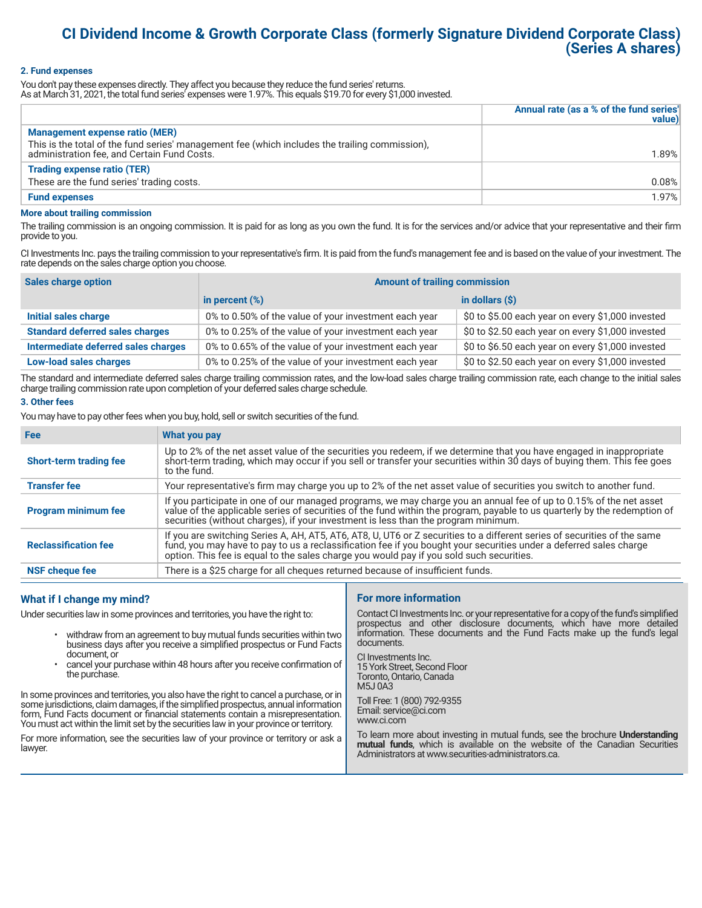# CI Dividend Income & Growth Corporate Class (formerly Signature Dividend Corporate Class) (Series A shares)

### 2. Fund expenses

You don't pay these expenses directly. They affect you because they reduce the fund series' returns.
As at March 31, 2021, the total fund series' expenses were 1.97%. This equals $19.70 for every $1,000 invested.

| | Annual rate (as a % of the fund series' value) |
|---|---|
| **Management expense ratio (MER)**<br>This is the total of the fund series' management fee (which includes the trailing commission), administration fee, and Certain Fund Costs. | 1.89% |
| **Trading expense ratio (TER)**<br>These are the fund series' trading costs. | 0.08% |
| **Fund expenses** | 1.97% |

**More about trailing commission**

The trailing commission is an ongoing commission. It is paid for as long as you own the fund. It is for the services and/or advice that your representative and their firm provide to you.

CI Investments Inc. pays the trailing commission to your representative's firm. It is paid from the fund's management fee and is based on the value of your investment. The rate depends on the sales charge option you choose.

| Sales charge option | Amount of trailing commission | |
|---|---|---|
| | in percent (%) | in dollars ($) |
| Initial sales charge | 0% to 0.50% of the value of your investment each year | $0 to $5.00 each year on every $1,000 invested |
| Standard deferred sales charges | 0% to 0.25% of the value of your investment each year | $0 to $2.50 each year on every $1,000 invested |
| Intermediate deferred sales charges | 0% to 0.65% of the value of your investment each year | $0 to $6.50 each year on every $1,000 invested |
| Low-load sales charges | 0% to 0.25% of the value of your investment each year | $0 to $2.50 each year on every $1,000 invested |

The standard and intermediate deferred sales charge trailing commission rates, and the low-load sales charge trailing commission rate, each change to the initial sales charge trailing commission rate upon completion of your deferred sales charge schedule.

### 3. Other fees

You may have to pay other fees when you buy, hold, sell or switch securities of the fund.

| Fee | What you pay |
|---|---|
| Short-term trading fee | Up to 2% of the net asset value of the securities you redeem, if we determine that you have engaged in inappropriate short-term trading, which may occur if you sell or transfer your securities within 30 days of buying them. This fee goes to the fund. |
| Transfer fee | Your representative's firm may charge you up to 2% of the net asset value of securities you switch to another fund. |
| Program minimum fee | If you participate in one of our managed programs, we may charge you an annual fee of up to 0.15% of the net asset value of the applicable series of securities of the fund within the program, payable to us quarterly by the redemption of securities (without charges), if your investment is less than the program minimum. |
| Reclassification fee | If you are switching Series A, AH, AT5, AT6, AT8, U, UT6 or Z securities to a different series of securities of the same fund, you may have to pay to us a reclassification fee if you bought your securities under a deferred sales charge option. This fee is equal to the sales charge you would pay if you sold such securities. |
| NSF cheque fee | There is a $25 charge for all cheques returned because of insufficient funds. |

## What if I change my mind?

Under securities law in some provinces and territories, you have the right to:

- withdraw from an agreement to buy mutual funds securities within two business days after you receive a simplified prospectus or Fund Facts document, or
- cancel your purchase within 48 hours after you receive confirmation of the purchase.

In some provinces and territories, you also have the right to cancel a purchase, or in some jurisdictions, claim damages, if the simplified prospectus, annual information form, Fund Facts document or financial statements contain a misrepresentation. You must act within the limit set by the securities law in your province or territory.

For more information, see the securities law of your province or territory or ask a lawyer.

## For more information

Contact CI Investments Inc. or your representative for a copy of the fund's simplified prospectus and other disclosure documents, which have more detailed information. These documents and the Fund Facts make up the fund's legal documents.

CI Investments Inc.
15 York Street, Second Floor
Toronto, Ontario, Canada
M5J 0A3

Toll Free: 1 (800) 792-9355
Email: service@ci.com
www.ci.com

To learn more about investing in mutual funds, see the brochure **Understanding mutual funds**, which is available on the website of the Canadian Securities Administrators at www.securities-administrators.ca.